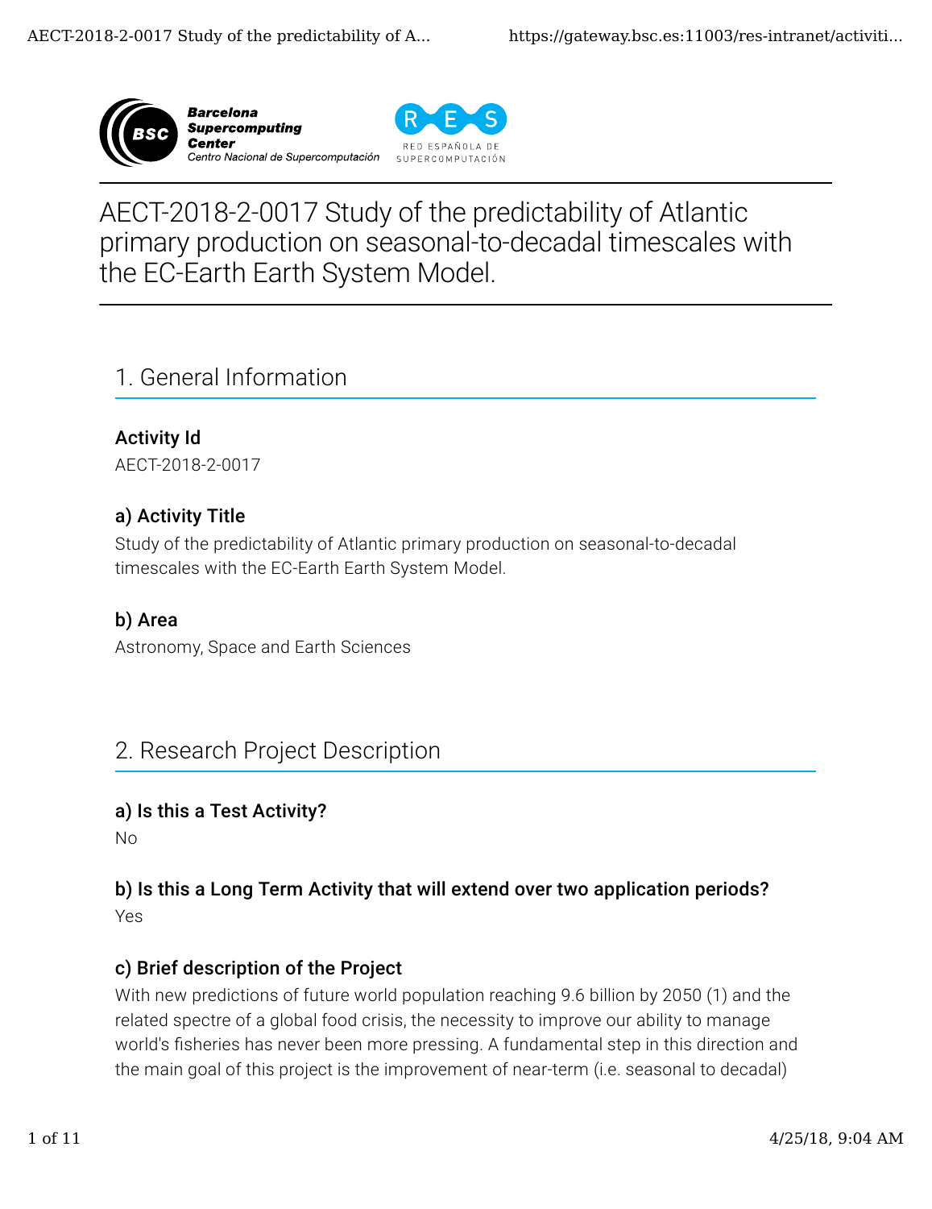# AECT-2018-2-0017 Study of the predictability of Atlantic primary production on seasonal-to-decadal timescales with the EC-Earth Earth System Model.

## 1. General Information

### Activity Id

AECT-2018-2-0017

### a) Activity Title

Study of the predictability of Atlantic primary production on seasonal-to-decadal timescales with the EC-Earth Earth System Model.

### b) Area

Astronomy, Space and Earth Sciences

## 2. Research Project Description

### a) Is this a Test Activity?

No

### b) Is this a Long Term Activity that will extend over two application periods?

Yes

### c) Brief description of the Project

With new predictions of future world population reaching 9.6 billion by 2050 (1) and the related spectre of a global food crisis, the necessity to improve our ability to manage world's fisheries has never been more pressing. A fundamental step in this direction and the main goal of this project is the improvement of near-term (i.e. seasonal to decadal)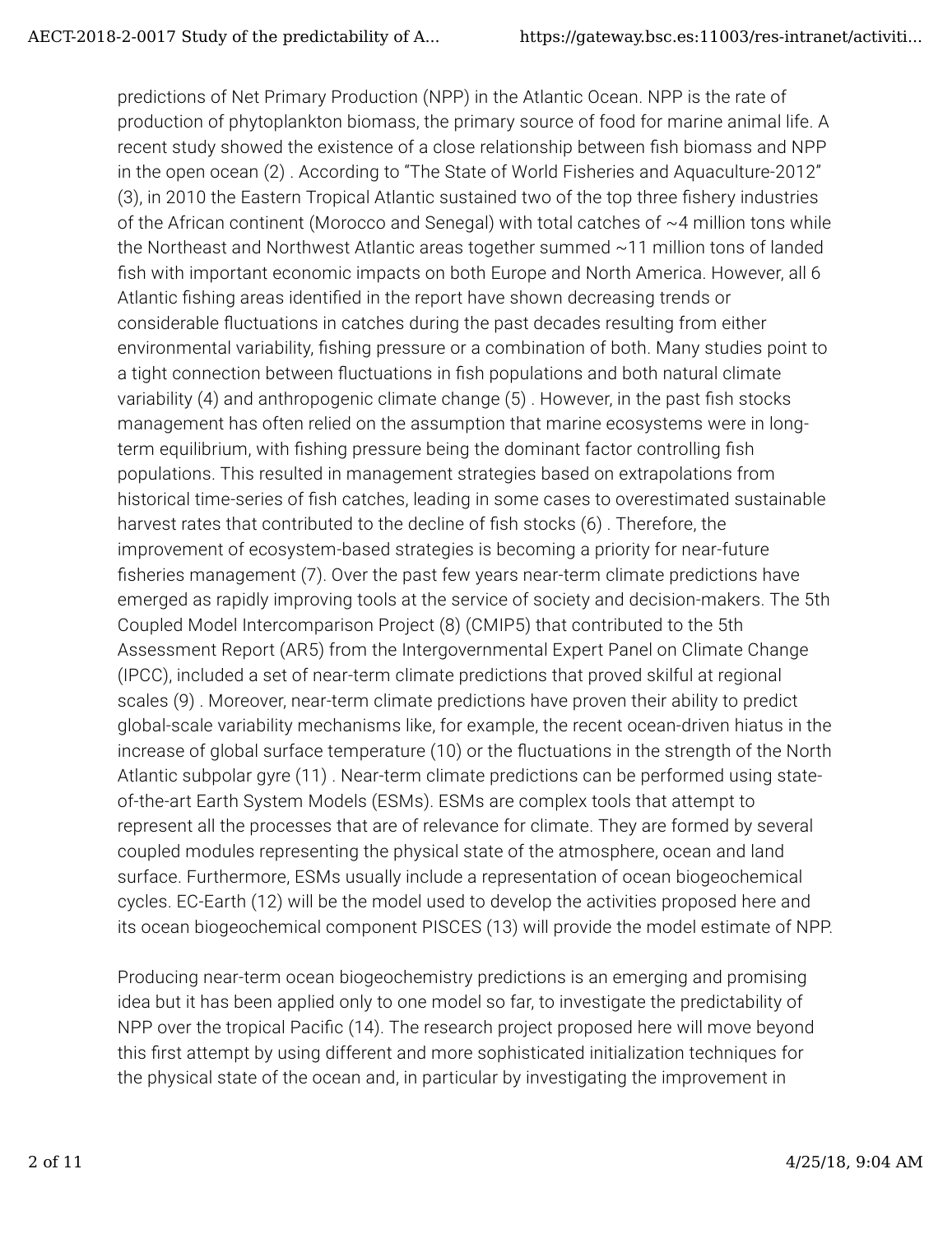predictions of Net Primary Production (NPP) in the Atlantic Ocean. NPP is the rate of production of phytoplankton biomass, the primary source of food for marine animal life. A recent study showed the existence of a close relationship between fish biomass and NPP in the open ocean (2) . According to "The State of World Fisheries and Aquaculture-2012" (3), in 2010 the Eastern Tropical Atlantic sustained two of the top three fishery industries of the African continent (Morocco and Senegal) with total catches of ~4 million tons while the Northeast and Northwest Atlantic areas together summed ~11 million tons of landed fish with important economic impacts on both Europe and North America. However, all 6 Atlantic fishing areas identified in the report have shown decreasing trends or considerable fluctuations in catches during the past decades resulting from either environmental variability, fishing pressure or a combination of both. Many studies point to a tight connection between fluctuations in fish populations and both natural climate variability (4) and anthropogenic climate change (5) . However, in the past fish stocks management has often relied on the assumption that marine ecosystems were in long-term equilibrium, with fishing pressure being the dominant factor controlling fish populations. This resulted in management strategies based on extrapolations from historical time-series of fish catches, leading in some cases to overestimated sustainable harvest rates that contributed to the decline of fish stocks (6) . Therefore, the improvement of ecosystem-based strategies is becoming a priority for near-future fisheries management (7). Over the past few years near-term climate predictions have emerged as rapidly improving tools at the service of society and decision-makers. The 5th Coupled Model Intercomparison Project (8) (CMIP5) that contributed to the 5th Assessment Report (AR5) from the Intergovernmental Expert Panel on Climate Change (IPCC), included a set of near-term climate predictions that proved skilful at regional scales (9) . Moreover, near-term climate predictions have proven their ability to predict global-scale variability mechanisms like, for example, the recent ocean-driven hiatus in the increase of global surface temperature (10) or the fluctuations in the strength of the North Atlantic subpolar gyre (11) . Near-term climate predictions can be performed using state-of-the-art Earth System Models (ESMs). ESMs are complex tools that attempt to represent all the processes that are of relevance for climate. They are formed by several coupled modules representing the physical state of the atmosphere, ocean and land surface. Furthermore, ESMs usually include a representation of ocean biogeochemical cycles. EC-Earth (12) will be the model used to develop the activities proposed here and its ocean biogeochemical component PISCES (13) will provide the model estimate of NPP.

Producing near-term ocean biogeochemistry predictions is an emerging and promising idea but it has been applied only to one model so far, to investigate the predictability of NPP over the tropical Pacific (14). The research project proposed here will move beyond this first attempt by using different and more sophisticated initialization techniques for the physical state of the ocean and, in particular by investigating the improvement in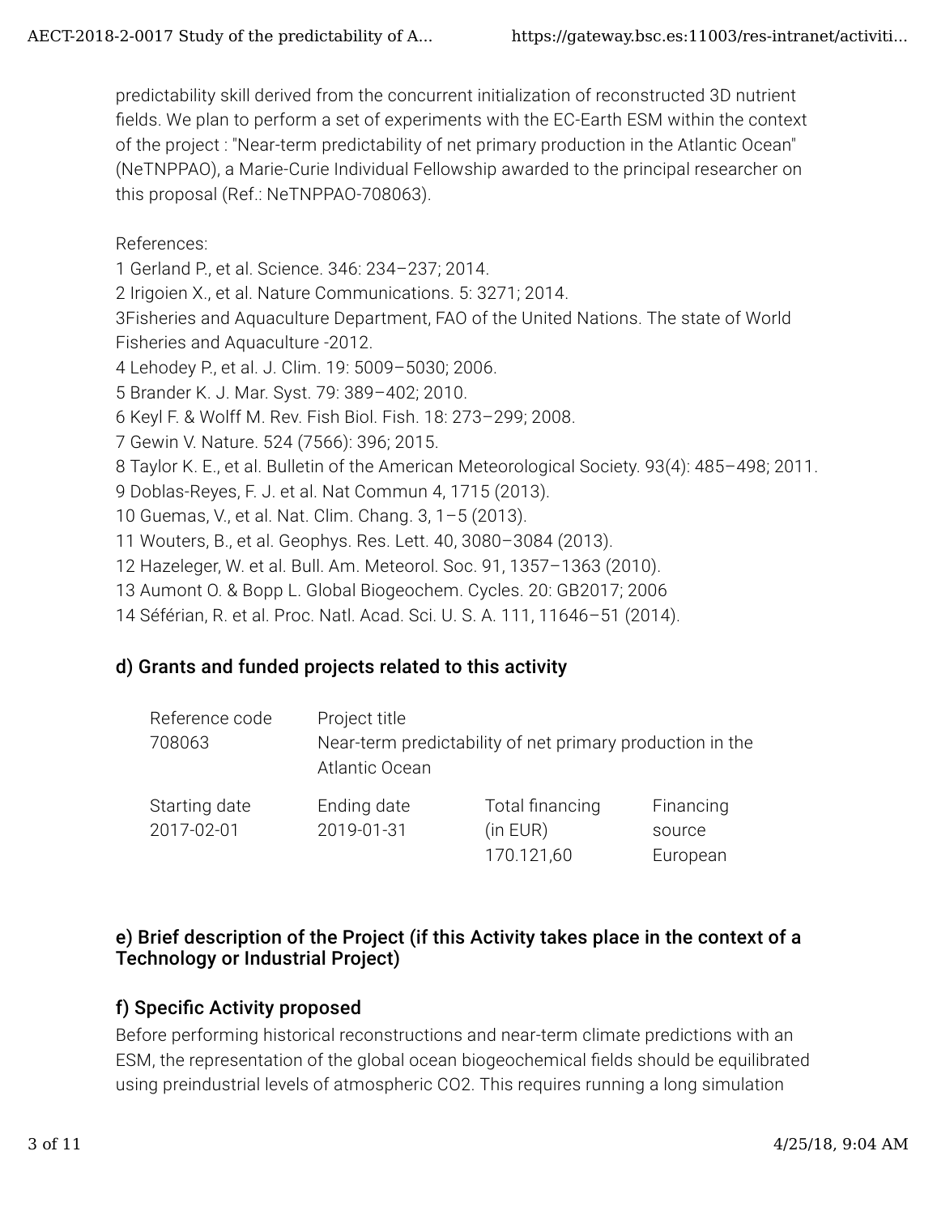predictability skill derived from the concurrent initialization of reconstructed 3D nutrient fields. We plan to perform a set of experiments with the EC-Earth ESM within the context of the project : "Near-term predictability of net primary production in the Atlantic Ocean" (NeTNPPAO), a Marie-Curie Individual Fellowship awarded to the principal researcher on this proposal (Ref.: NeTNPPAO-708063).

References:

1 Gerland P., et al. Science. 346: 234–237; 2014.
2 Irigoien X., et al. Nature Communications. 5: 3271; 2014.
3Fisheries and Aquaculture Department, FAO of the United Nations. The state of World Fisheries and Aquaculture -2012.
4 Lehodey P., et al. J. Clim. 19: 5009–5030; 2006.
5 Brander K. J. Mar. Syst. 79: 389–402; 2010.
6 Keyl F. & Wolff M. Rev. Fish Biol. Fish. 18: 273–299; 2008.
7 Gewin V. Nature. 524 (7566): 396; 2015.
8 Taylor K. E., et al. Bulletin of the American Meteorological Society. 93(4): 485–498; 2011.
9 Doblas-Reyes, F. J. et al. Nat Commun 4, 1715 (2013).
10 Guemas, V., et al. Nat. Clim. Chang. 3, 1–5 (2013).
11 Wouters, B., et al. Geophys. Res. Lett. 40, 3080–3084 (2013).
12 Hazeleger, W. et al. Bull. Am. Meteorol. Soc. 91, 1357–1363 (2010).
13 Aumont O. & Bopp L. Global Biogeochem. Cycles. 20: GB2017; 2006
14 Séférian, R. et al. Proc. Natl. Acad. Sci. U. S. A. 111, 11646–51 (2014).

### d) Grants and funded projects related to this activity

| Reference code | Project title | | |
|---|---|---|---|
| 708063 | Near-term predictability of net primary production in the Atlantic Ocean | | |
| **Starting date** | **Ending date** | **Total financing (in EUR)** | **Financing source** |
| 2017-02-01 | 2019-01-31 | 170.121,60 | European |

### e) Brief description of the Project (if this Activity takes place in the context of a Technology or Industrial Project)

### f) Specific Activity proposed

Before performing historical reconstructions and near-term climate predictions with an ESM, the representation of the global ocean biogeochemical fields should be equilibrated using preindustrial levels of atmospheric $CO_2$. This requires running a long simulation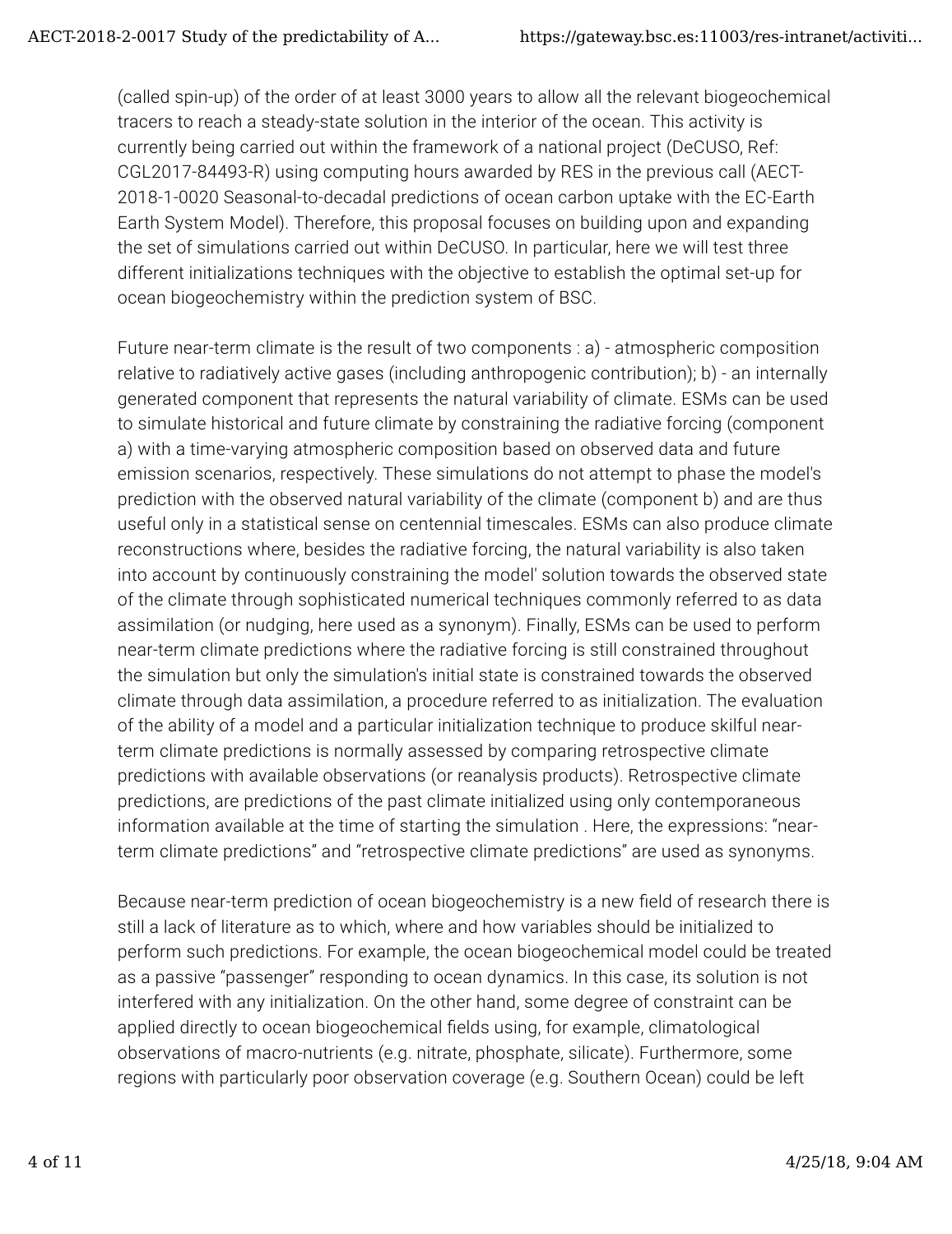(called spin-up) of the order of at least 3000 years to allow all the relevant biogeochemical tracers to reach a steady-state solution in the interior of the ocean. This activity is currently being carried out within the framework of a national project (DeCUSO, Ref: CGL2017-84493-R) using computing hours awarded by RES in the previous call (AECT-2018-1-0020 Seasonal-to-decadal predictions of ocean carbon uptake with the EC-Earth Earth System Model). Therefore, this proposal focuses on building upon and expanding the set of simulations carried out within DeCUSO. In particular, here we will test three different initializations techniques with the objective to establish the optimal set-up for ocean biogeochemistry within the prediction system of BSC.

Future near-term climate is the result of two components : a) - atmospheric composition relative to radiatively active gases (including anthropogenic contribution); b) - an internally generated component that represents the natural variability of climate. ESMs can be used to simulate historical and future climate by constraining the radiative forcing (component a) with a time-varying atmospheric composition based on observed data and future emission scenarios, respectively. These simulations do not attempt to phase the model's prediction with the observed natural variability of the climate (component b) and are thus useful only in a statistical sense on centennial timescales. ESMs can also produce climate reconstructions where, besides the radiative forcing, the natural variability is also taken into account by continuously constraining the model' solution towards the observed state of the climate through sophisticated numerical techniques commonly referred to as data assimilation (or nudging, here used as a synonym). Finally, ESMs can be used to perform near-term climate predictions where the radiative forcing is still constrained throughout the simulation but only the simulation's initial state is constrained towards the observed climate through data assimilation, a procedure referred to as initialization. The evaluation of the ability of a model and a particular initialization technique to produce skilful near-term climate predictions is normally assessed by comparing retrospective climate predictions with available observations (or reanalysis products). Retrospective climate predictions, are predictions of the past climate initialized using only contemporaneous information available at the time of starting the simulation . Here, the expressions: “near-term climate predictions” and “retrospective climate predictions” are used as synonyms.

Because near-term prediction of ocean biogeochemistry is a new field of research there is still a lack of literature as to which, where and how variables should be initialized to perform such predictions. For example, the ocean biogeochemical model could be treated as a passive “passenger” responding to ocean dynamics. In this case, its solution is not interfered with any initialization. On the other hand, some degree of constraint can be applied directly to ocean biogeochemical fields using, for example, climatological observations of macro-nutrients (e.g. nitrate, phosphate, silicate). Furthermore, some regions with particularly poor observation coverage (e.g. Southern Ocean) could be left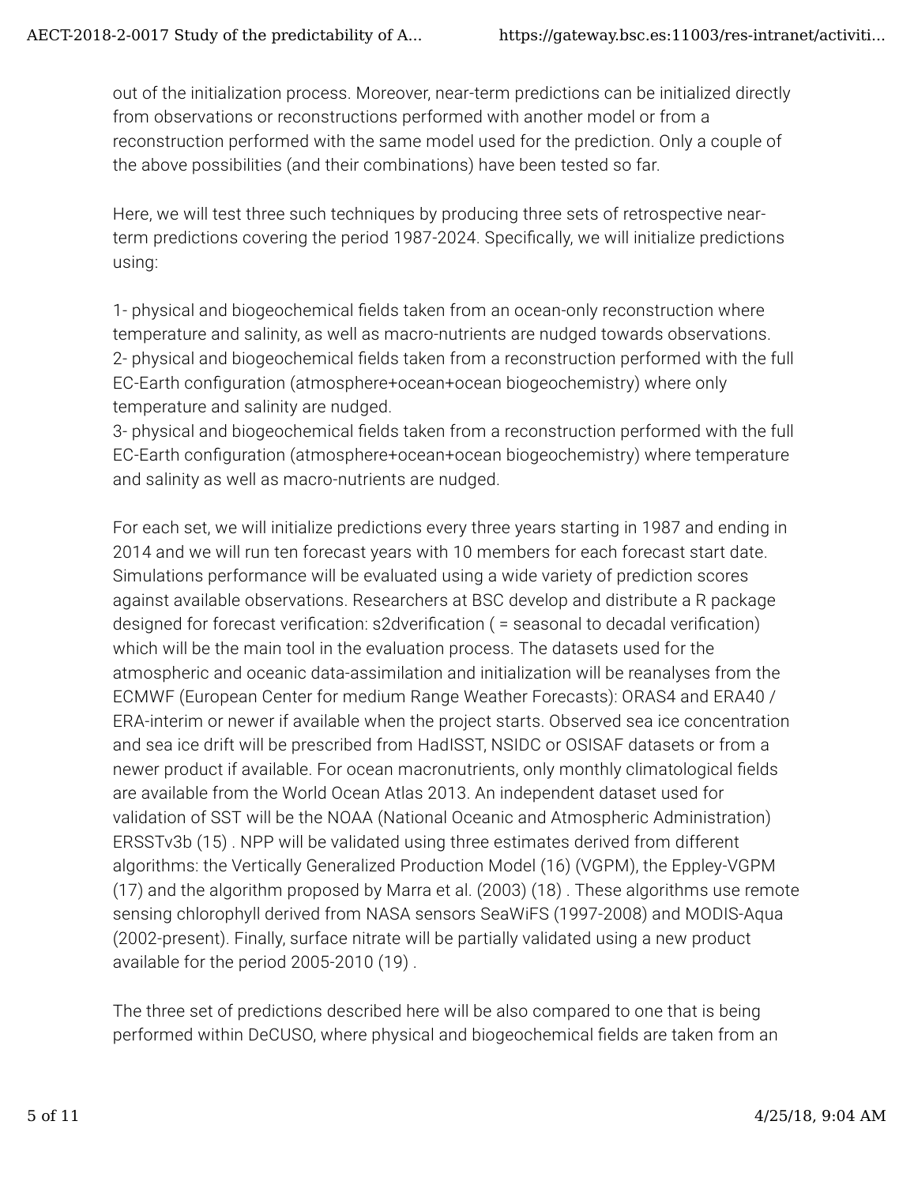out of the initialization process. Moreover, near-term predictions can be initialized directly from observations or reconstructions performed with another model or from a reconstruction performed with the same model used for the prediction. Only a couple of the above possibilities (and their combinations) have been tested so far.

Here, we will test three such techniques by producing three sets of retrospective near-term predictions covering the period 1987-2024. Specifically, we will initialize predictions using:

1- physical and biogeochemical fields taken from an ocean-only reconstruction where temperature and salinity, as well as macro-nutrients are nudged towards observations.
2- physical and biogeochemical fields taken from a reconstruction performed with the full EC-Earth configuration (atmosphere+ocean+ocean biogeochemistry) where only temperature and salinity are nudged.
3- physical and biogeochemical fields taken from a reconstruction performed with the full EC-Earth configuration (atmosphere+ocean+ocean biogeochemistry) where temperature and salinity as well as macro-nutrients are nudged.

For each set, we will initialize predictions every three years starting in 1987 and ending in 2014 and we will run ten forecast years with 10 members for each forecast start date. Simulations performance will be evaluated using a wide variety of prediction scores against available observations. Researchers at BSC develop and distribute a R package designed for forecast verification: s2dverification ( = seasonal to decadal verification) which will be the main tool in the evaluation process. The datasets used for the atmospheric and oceanic data-assimilation and initialization will be reanalyses from the ECMWF (European Center for medium Range Weather Forecasts): ORAS4 and ERA40 / ERA-interim or newer if available when the project starts. Observed sea ice concentration and sea ice drift will be prescribed from HadISST, NSIDC or OSISAF datasets or from a newer product if available. For ocean macronutrients, only monthly climatological fields are available from the World Ocean Atlas 2013. An independent dataset used for validation of SST will be the NOAA (National Oceanic and Atmospheric Administration) ERSSTv3b (15) . NPP will be validated using three estimates derived from different algorithms: the Vertically Generalized Production Model (16) (VGPM), the Eppley-VGPM (17) and the algorithm proposed by Marra et al. (2003) (18) . These algorithms use remote sensing chlorophyll derived from NASA sensors SeaWiFS (1997-2008) and MODIS-Aqua (2002-present). Finally, surface nitrate will be partially validated using a new product available for the period 2005-2010 (19) .

The three set of predictions described here will be also compared to one that is being performed within DeCUSO, where physical and biogeochemical fields are taken from an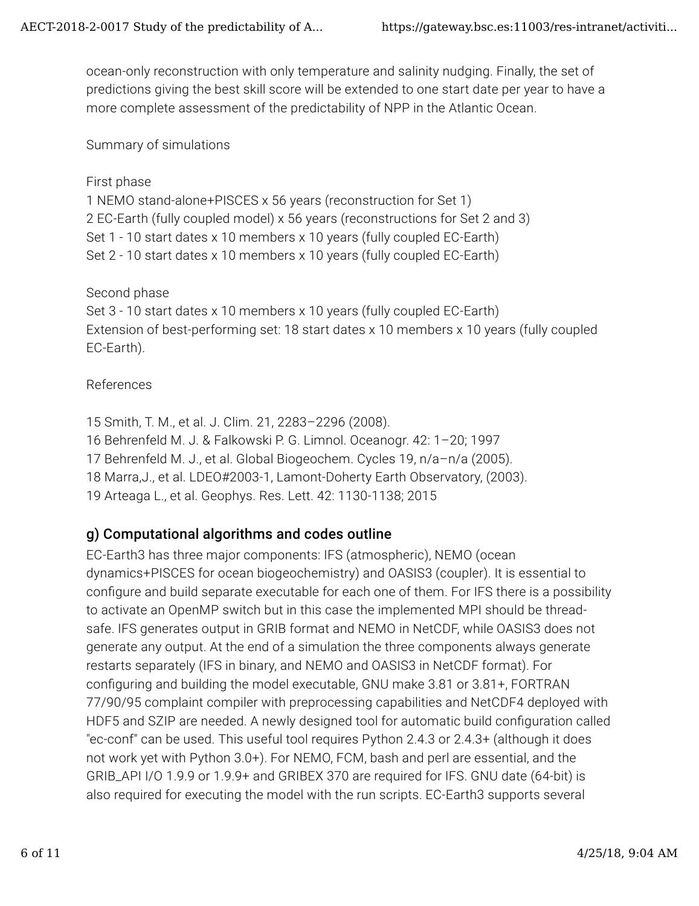ocean-only reconstruction with only temperature and salinity nudging. Finally, the set of predictions giving the best skill score will be extended to one start date per year to have a more complete assessment of the predictability of NPP in the Atlantic Ocean.

Summary of simulations

First phase
1 NEMO stand-alone+PISCES x 56 years (reconstruction for Set 1)
2 EC-Earth (fully coupled model) x 56 years (reconstructions for Set 2 and 3)
Set 1 - 10 start dates x 10 members x 10 years (fully coupled EC-Earth)
Set 2 - 10 start dates x 10 members x 10 years (fully coupled EC-Earth)

Second phase
Set 3 - 10 start dates x 10 members x 10 years (fully coupled EC-Earth)
Extension of best-performing set: 18 start dates x 10 members x 10 years (fully coupled EC-Earth).

References

15 Smith, T. M., et al. J. Clim. 21, 2283–2296 (2008).
16 Behrenfeld M. J. & Falkowski P. G. Limnol. Oceanogr. 42: 1–20; 1997
17 Behrenfeld M. J., et al. Global Biogeochem. Cycles 19, n/a–n/a (2005).
18 Marra,J., et al. LDEO#2003-1, Lamont-Doherty Earth Observatory, (2003).
19 Arteaga L., et al. Geophys. Res. Lett. 42: 1130-1138; 2015

## g) Computational algorithms and codes outline

EC-Earth3 has three major components: IFS (atmospheric), NEMO (ocean dynamics+PISCES for ocean biogeochemistry) and OASIS3 (coupler). It is essential to configure and build separate executable for each one of them. For IFS there is a possibility to activate an OpenMP switch but in this case the implemented MPI should be thread-safe. IFS generates output in GRIB format and NEMO in NetCDF, while OASIS3 does not generate any output. At the end of a simulation the three components always generate restarts separately (IFS in binary, and NEMO and OASIS3 in NetCDF format). For configuring and building the model executable, GNU make 3.81 or 3.81+, FORTRAN 77/90/95 complaint compiler with preprocessing capabilities and NetCDF4 deployed with HDF5 and SZIP are needed. A newly designed tool for automatic build configuration called "ec-conf" can be used. This useful tool requires Python 2.4.3 or 2.4.3+ (although it does not work yet with Python 3.0+). For NEMO, FCM, bash and perl are essential, and the GRIB_API I/O 1.9.9 or 1.9.9+ and GRIBEX 370 are required for IFS. GNU date (64-bit) is also required for executing the model with the run scripts. EC-Earth3 supports several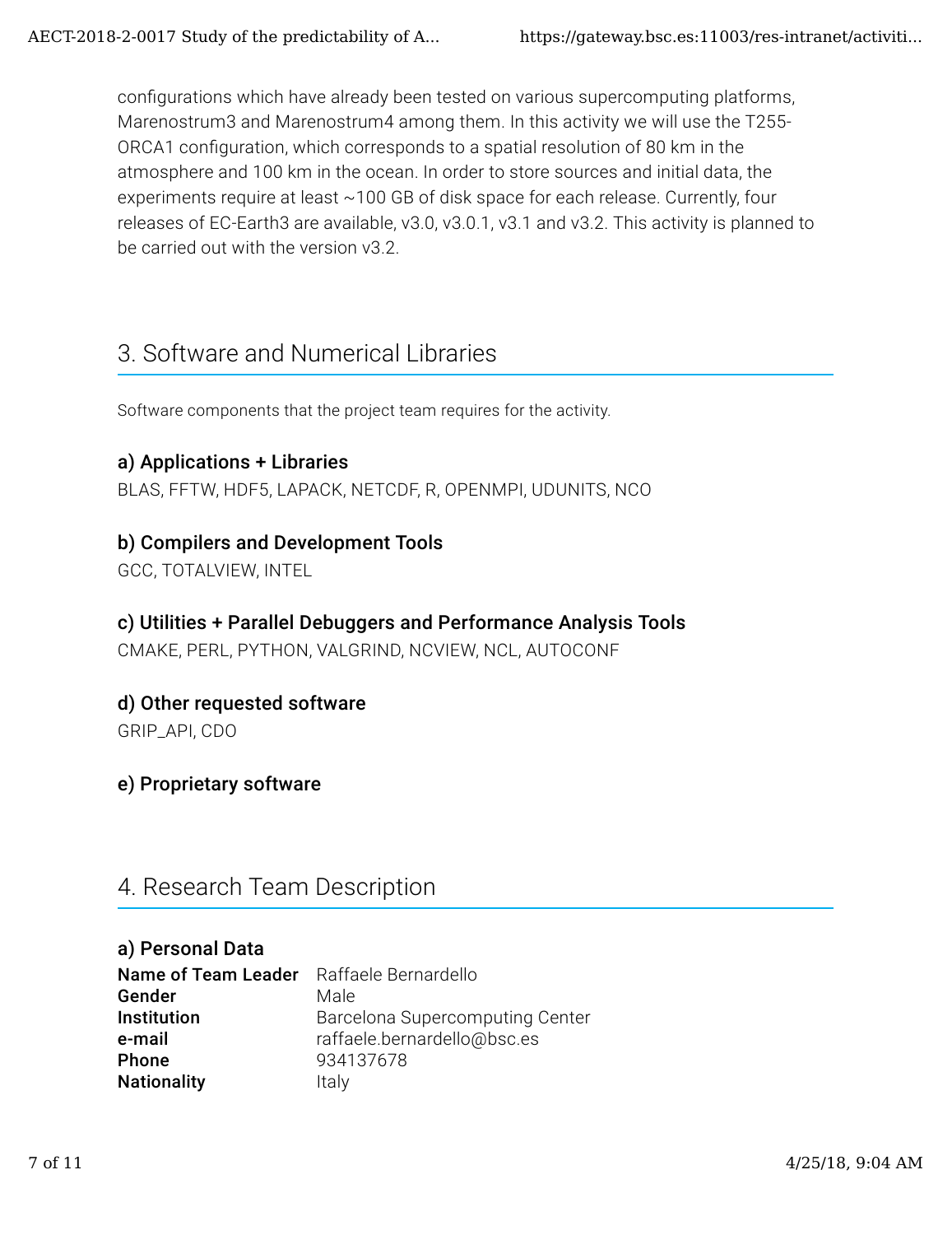configurations which have already been tested on various supercomputing platforms, Marenostrum3 and Marenostrum4 among them. In this activity we will use the T255-ORCA1 configuration, which corresponds to a spatial resolution of 80 km in the atmosphere and 100 km in the ocean. In order to store sources and initial data, the experiments require at least ~100 GB of disk space for each release. Currently, four releases of EC-Earth3 are available, v3.0, v3.0.1, v3.1 and v3.2. This activity is planned to be carried out with the version v3.2.

## 3. Software and Numerical Libraries

Software components that the project team requires for the activity.

### a) Applications + Libraries

BLAS, FFTW, HDF5, LAPACK, NETCDF, R, OPENMPI, UDUNITS, NCO

### b) Compilers and Development Tools

GCC, TOTALVIEW, INTEL

### c) Utilities + Parallel Debuggers and Performance Analysis Tools

CMAKE, PERL, PYTHON, VALGRIND, NCVIEW, NCL, AUTOCONF

### d) Other requested software

GRIP_API, CDO

### e) Proprietary software

## 4. Research Team Description

### a) Personal Data

| | |
|---|---|
| **Name of Team Leader** | Raffaele Bernardello |
| **Gender** | Male |
| **Institution** | Barcelona Supercomputing Center |
| **e-mail** | raffaele.bernardello@bsc.es |
| **Phone** | 934137678 |
| **Nationality** | Italy |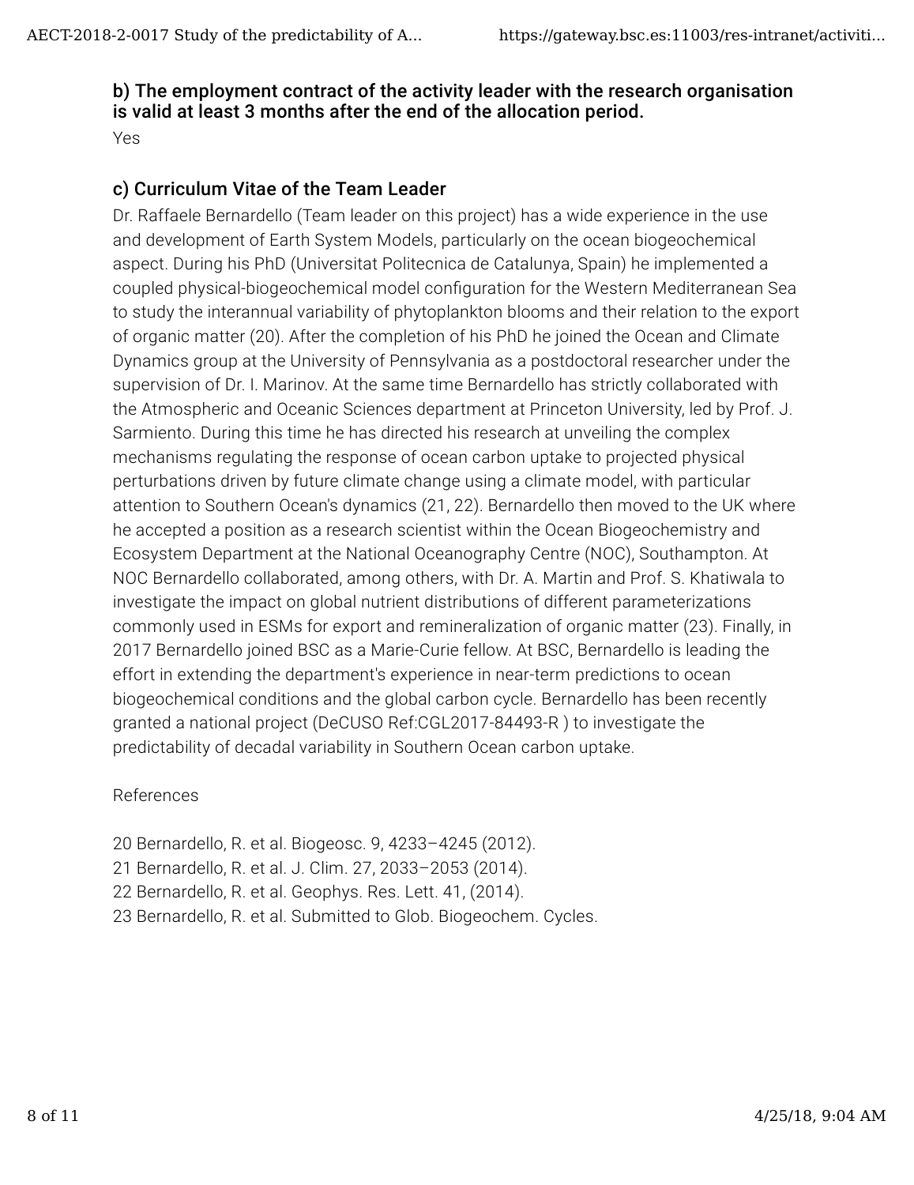### b) The employment contract of the activity leader with the research organisation is valid at least 3 months after the end of the allocation period.

Yes

### c) Curriculum Vitae of the Team Leader

Dr. Raffaele Bernardello (Team leader on this project) has a wide experience in the use and development of Earth System Models, particularly on the ocean biogeochemical aspect. During his PhD (Universitat Politecnica de Catalunya, Spain) he implemented a coupled physical-biogeochemical model configuration for the Western Mediterranean Sea to study the interannual variability of phytoplankton blooms and their relation to the export of organic matter (20). After the completion of his PhD he joined the Ocean and Climate Dynamics group at the University of Pennsylvania as a postdoctoral researcher under the supervision of Dr. I. Marinov. At the same time Bernardello has strictly collaborated with the Atmospheric and Oceanic Sciences department at Princeton University, led by Prof. J. Sarmiento. During this time he has directed his research at unveiling the complex mechanisms regulating the response of ocean carbon uptake to projected physical perturbations driven by future climate change using a climate model, with particular attention to Southern Ocean's dynamics (21, 22). Bernardello then moved to the UK where he accepted a position as a research scientist within the Ocean Biogeochemistry and Ecosystem Department at the National Oceanography Centre (NOC), Southampton. At NOC Bernardello collaborated, among others, with Dr. A. Martin and Prof. S. Khatiwala to investigate the impact on global nutrient distributions of different parameterizations commonly used in ESMs for export and remineralization of organic matter (23). Finally, in 2017 Bernardello joined BSC as a Marie-Curie fellow. At BSC, Bernardello is leading the effort in extending the department's experience in near-term predictions to ocean biogeochemical conditions and the global carbon cycle. Bernardello has been recently granted a national project (DeCUSO Ref:CGL2017-84493-R ) to investigate the predictability of decadal variability in Southern Ocean carbon uptake.

References

20 Bernardello, R. et al. Biogeosc. 9, 4233–4245 (2012).
21 Bernardello, R. et al. J. Clim. 27, 2033–2053 (2014).
22 Bernardello, R. et al. Geophys. Res. Lett. 41, (2014).
23 Bernardello, R. et al. Submitted to Glob. Biogeochem. Cycles.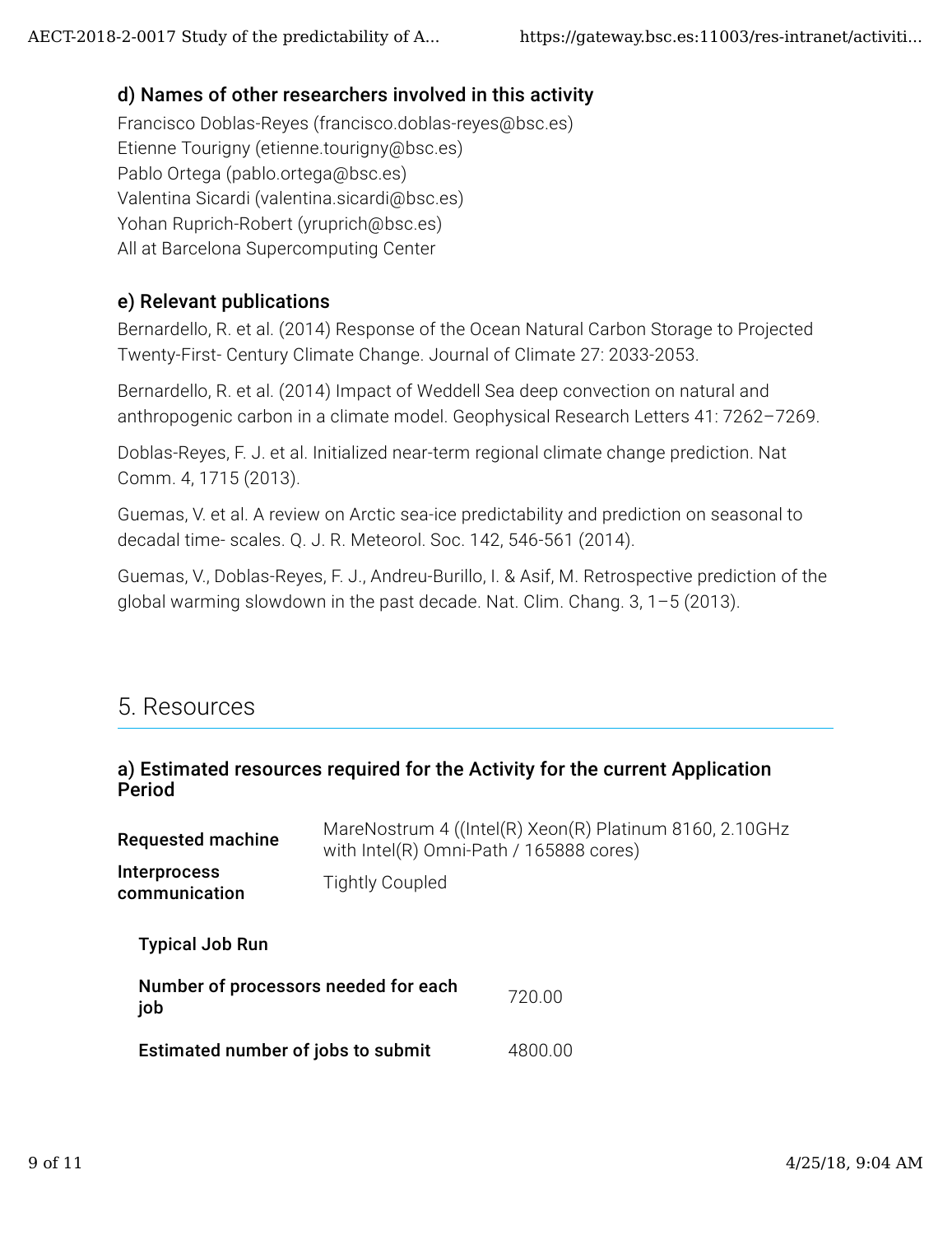### d) Names of other researchers involved in this activity

Francisco Doblas-Reyes (francisco.doblas-reyes@bsc.es)
Etienne Tourigny (etienne.tourigny@bsc.es)
Pablo Ortega (pablo.ortega@bsc.es)
Valentina Sicardi (valentina.sicardi@bsc.es)
Yohan Ruprich-Robert (yruprich@bsc.es)
All at Barcelona Supercomputing Center

### e) Relevant publications

Bernardello, R. et al. (2014) Response of the Ocean Natural Carbon Storage to Projected Twenty-First- Century Climate Change. Journal of Climate 27: 2033-2053.

Bernardello, R. et al. (2014) Impact of Weddell Sea deep convection on natural and anthropogenic carbon in a climate model. Geophysical Research Letters 41: 7262–7269.

Doblas-Reyes, F. J. et al. Initialized near-term regional climate change prediction. Nat Comm. 4, 1715 (2013).

Guemas, V. et al. A review on Arctic sea-ice predictability and prediction on seasonal to decadal time- scales. Q. J. R. Meteorol. Soc. 142, 546-561 (2014).

Guemas, V., Doblas-Reyes, F. J., Andreu-Burillo, I. & Asif, M. Retrospective prediction of the global warming slowdown in the past decade. Nat. Clim. Chang. 3, 1–5 (2013).

## 5. Resources

### a) Estimated resources required for the Activity for the current Application Period

| | |
|---|---|
| **Requested machine** | MareNostrum 4 ((Intel(R) Xeon(R) Platinum 8160, 2.10GHz with Intel(R) Omni-Path / 165888 cores) |
| **Interprocess communication** | Tightly Coupled |

**Typical Job Run**

| | |
|---|---|
| **Number of processors needed for each job** | 720.00 |
| **Estimated number of jobs to submit** | 4800.00 |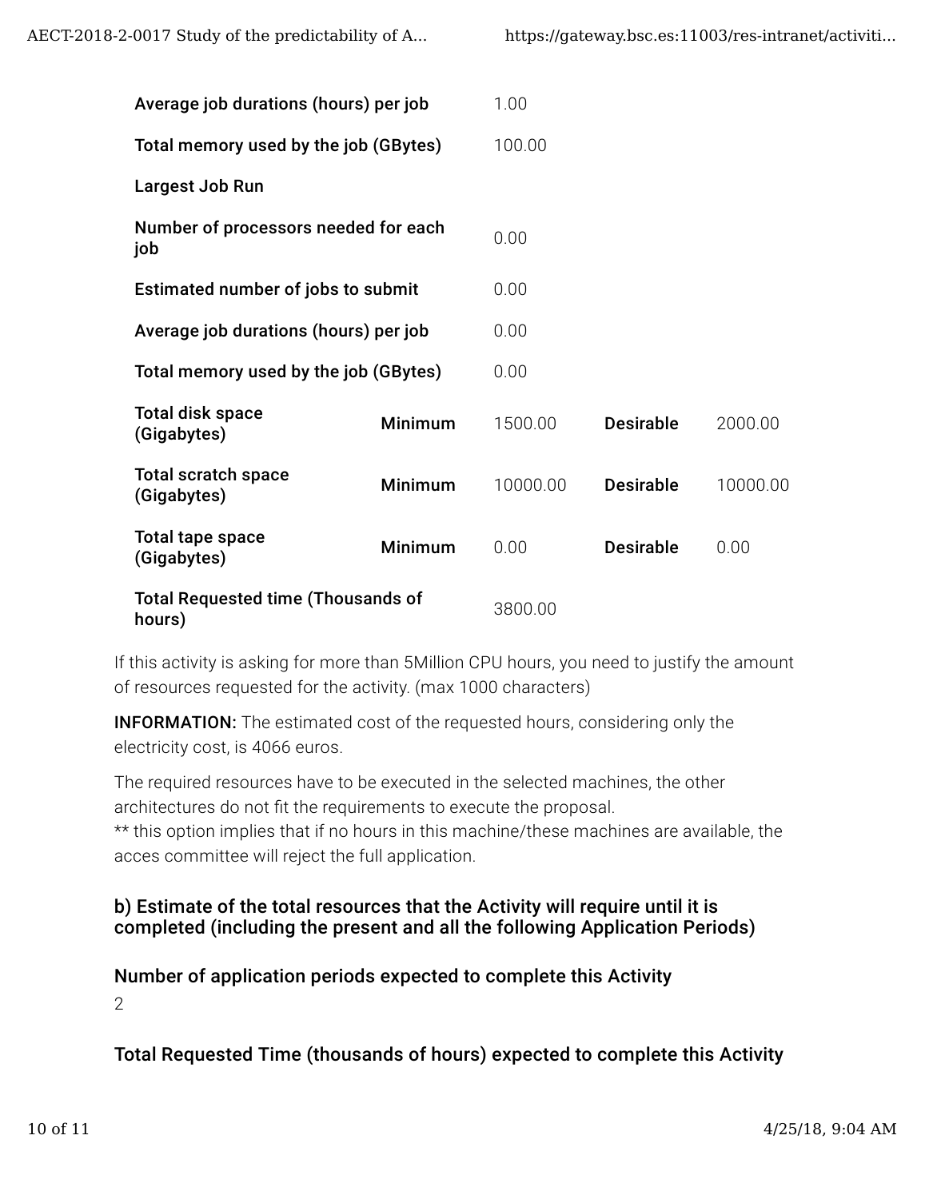| | | | | |
|---|---|---|---|---|
| **Average job durations (hours) per job** | | 1.00 | | |
| **Total memory used by the job (GBytes)** | | 100.00 | | |
| **Largest Job Run** | | | | |
| **Number of processors needed for each job** | | 0.00 | | |
| **Estimated number of jobs to submit** | | 0.00 | | |
| **Average job durations (hours) per job** | | 0.00 | | |
| **Total memory used by the job (GBytes)** | | 0.00 | | |
| **Total disk space (Gigabytes)** | **Minimum** | 1500.00 | **Desirable** | 2000.00 |
| **Total scratch space (Gigabytes)** | **Minimum** | 10000.00 | **Desirable** | 10000.00 |
| **Total tape space (Gigabytes)** | **Minimum** | 0.00 | **Desirable** | 0.00 |
| **Total Requested time (Thousands of hours)** | | 3800.00 | | |

If this activity is asking for more than 5Million CPU hours, you need to justify the amount of resources requested for the activity. (max 1000 characters)

**INFORMATION:** The estimated cost of the requested hours, considering only the electricity cost, is 4066 euros.

The required resources have to be executed in the selected machines, the other architectures do not fit the requirements to execute the proposal.
** this option implies that if no hours in this machine/these machines are available, the acces committee will reject the full application.

### b) Estimate of the total resources that the Activity will require until it is completed (including the present and all the following Application Periods)

### Number of application periods expected to complete this Activity

2

### Total Requested Time (thousands of hours) expected to complete this Activity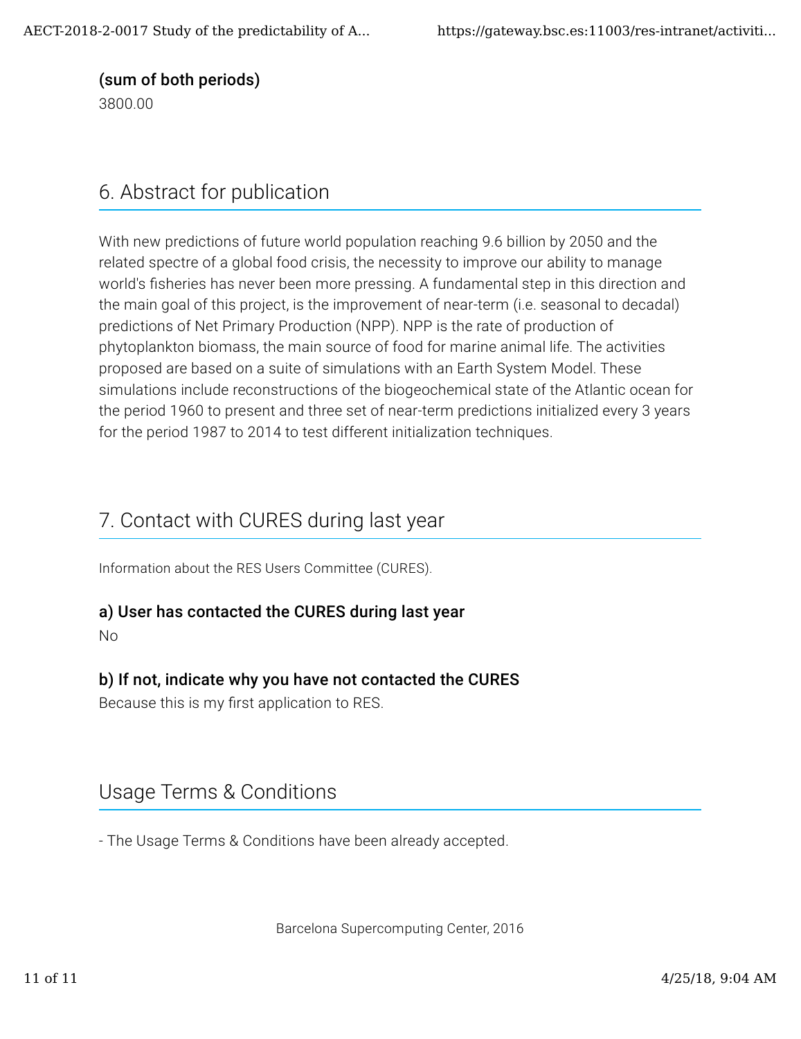### (sum of both periods)

3800.00

## 6. Abstract for publication

With new predictions of future world population reaching 9.6 billion by 2050 and the related spectre of a global food crisis, the necessity to improve our ability to manage world's fisheries has never been more pressing. A fundamental step in this direction and the main goal of this project, is the improvement of near-term (i.e. seasonal to decadal) predictions of Net Primary Production (NPP). NPP is the rate of production of phytoplankton biomass, the main source of food for marine animal life. The activities proposed are based on a suite of simulations with an Earth System Model. These simulations include reconstructions of the biogeochemical state of the Atlantic ocean for the period 1960 to present and three set of near-term predictions initialized every 3 years for the period 1987 to 2014 to test different initialization techniques.

## 7. Contact with CURES during last year

Information about the RES Users Committee (CURES).

### a) User has contacted the CURES during last year

No

### b) If not, indicate why you have not contacted the CURES

Because this is my first application to RES.

## Usage Terms & Conditions

- The Usage Terms & Conditions have been already accepted.

Barcelona Supercomputing Center, 2016